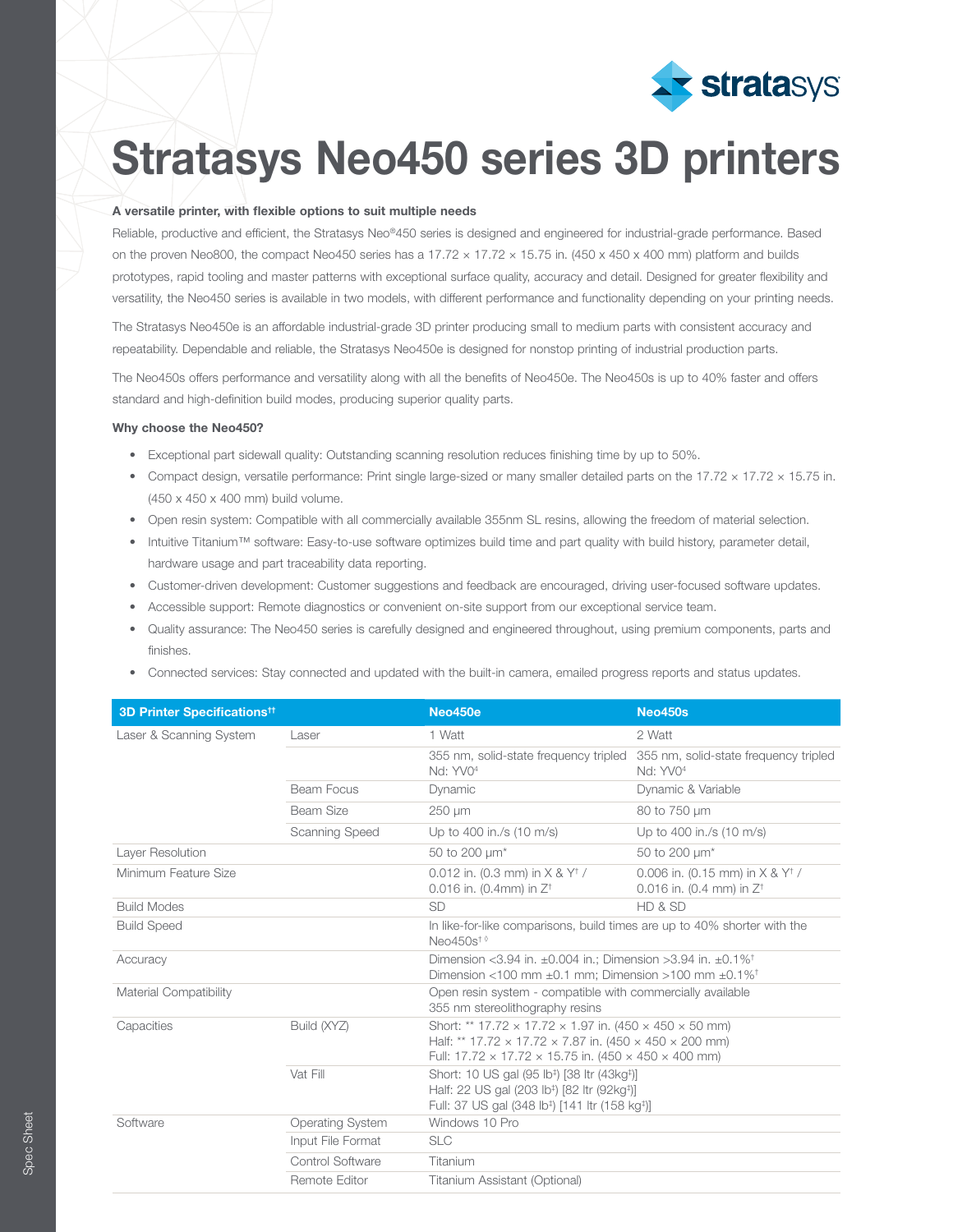# Stratasys Neo450 series 3D printers

**A versatile printer, with flexible options to suit multiple needs**

Reliable, productive and efficient, the Stratasys Neo®450 series is designed and engineered for industrial-grade performance. Based on the proven Neo800, the compact Neo450 series has a 17.72 × 17.72 × 15.75 in. (450 x 450 x 400 mm) platform and builds prototypes, rapid tooling and master patterns with exceptional surface quality, accuracy and detail. Designed for greater flexibility and versatility, the Neo450 series is available in two models, with different performance and functionality depending on your printing needs.

The Stratasys Neo450e is an affordable industrial-grade 3D printer producing small to medium parts with consistent accuracy and repeatability. Dependable and reliable, the Stratasys Neo450e is designed for nonstop printing of industrial production parts.

The Neo450s offers performance and versatility along with all the benefits of Neo450e. The Neo450s is up to 40% faster and offers standard and high-definition build modes, producing superior quality parts.

**Why choose the Neo450?**

- Exceptional part sidewall quality: Outstanding scanning resolution reduces finishing time by up to 50%.
- Compact design, versatile performance: Print single large-sized or many smaller detailed parts on the 17.72 × 17.72 × 15.75 in. (450 x 450 x 400 mm) build volume.
- Open resin system: Compatible with all commercially available 355nm SL resins, allowing the freedom of material selection.
- Intuitive Titanium™ software: Easy-to-use software optimizes build time and part quality with build history, parameter detail, hardware usage and part traceability data reporting.
- Customer-driven development: Customer suggestions and feedback are encouraged, driving user-focused software updates.
- Accessible support: Remote diagnostics or convenient on-site support from our exceptional service team.
- Quality assurance: The Neo450 series is carefully designed and engineered throughout, using premium components, parts and finishes.
- Connected services: Stay connected and updated with the built-in camera, emailed progress reports and status updates.

| 3D Printer Specifications†† | | Neo450e | Neo450s |
|---|---|---|---|
| Laser & Scanning System | Laser | 1 Watt | 2 Watt |
| | | 355 nm, solid-state frequency tripled Nd: YV0⁴ | 355 nm, solid-state frequency tripled Nd: YV0⁴ |
| | Beam Focus | Dynamic | Dynamic & Variable |
| | Beam Size | 250 µm | 80 to 750 µm |
| | Scanning Speed | Up to 400 in./s (10 m/s) | Up to 400 in./s (10 m/s) |
| Layer Resolution | | 50 to 200 µm* | 50 to 200 µm* |
| Minimum Feature Size | | 0.012 in. (0.3 mm) in X & Y† / 0.016 in. (0.4mm) in Z† | 0.006 in. (0.15 mm) in X & Y† / 0.016 in. (0.4 mm) in Z† |
| Build Modes | | SD | HD & SD |
| Build Speed | | In like-for-like comparisons, build times are up to 40% shorter with the Neo450s† ◊ | |
| Accuracy | | Dimension <3.94 in. ±0.004 in.; Dimension >3.94 in. ±0.1%† Dimension <100 mm ±0.1 mm; Dimension >100 mm ±0.1%† | |
| Material Compatibility | | Open resin system - compatible with commercially available 355 nm stereolithography resins | |
| Capacities | Build (XYZ) | Short: ** 17.72 × 17.72 × 1.97 in. (450 × 450 × 50 mm)<br>Half: ** 17.72 × 17.72 × 7.87 in. (450 × 450 × 200 mm)<br>Full: 17.72 × 17.72 × 15.75 in. (450 × 450 × 400 mm) | |
| | Vat Fill | Short: 10 US gal (95 lb‡) [38 ltr (43kg‡)]<br>Half: 22 US gal (203 lb‡) [82 ltr (92kg‡)]<br>Full: 37 US gal (348 lb‡) [141 ltr (158 kg‡)] | |
| Software | Operating System | Windows 10 Pro | |
| | Input File Format | SLC | |
| | Control Software | Titanium | |
| | Remote Editor | Titanium Assistant (Optional) | |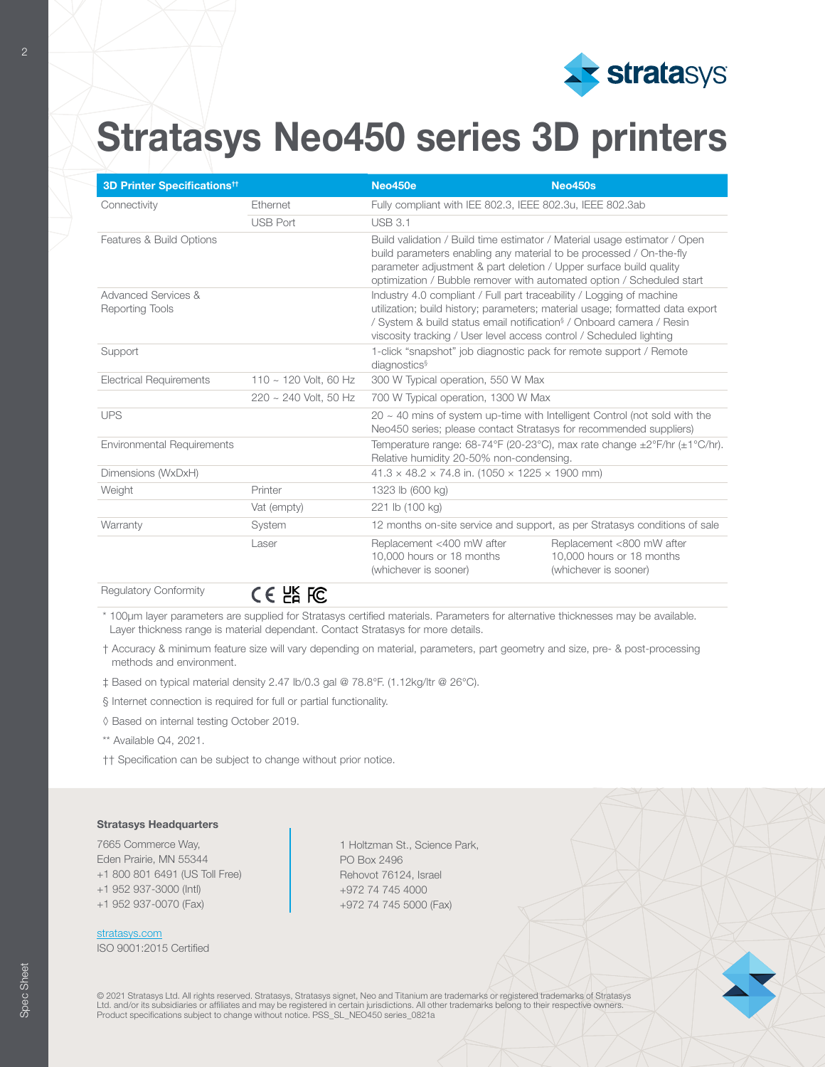# Stratasys Neo450 series 3D printers

| 3D Printer Specifications†† | | Neo450e | Neo450s |
|---|---|---|---|
| Connectivity | Ethernet | Fully compliant with IEE 802.3, IEEE 802.3u, IEEE 802.3ab | |
| | USB Port | USB 3.1 | |
| Features & Build Options | | Build validation / Build time estimator / Material usage estimator / Open build parameters enabling any material to be processed / On-the-fly parameter adjustment & part deletion / Upper surface build quality optimization / Bubble remover with automated option / Scheduled start | |
| Advanced Services & Reporting Tools | | Industry 4.0 compliant / Full part traceability / Logging of machine utilization; build history; parameters; material usage; formatted data export / System & build status email notification§ / Onboard camera / Resin viscosity tracking / User level access control / Scheduled lighting | |
| Support | | 1-click "snapshot" job diagnostic pack for remote support / Remote diagnostics§ | |
| Electrical Requirements | 110 ~ 120 Volt, 60 Hz | 300 W Typical operation, 550 W Max | |
| | 220 ~ 240 Volt, 50 Hz | 700 W Typical operation, 1300 W Max | |
| UPS | | 20 ~ 40 mins of system up-time with Intelligent Control (not sold with the Neo450 series; please contact Stratasys for recommended suppliers) | |
| Environmental Requirements | | Temperature range: 68-74°F (20-23°C), max rate change ±2°F/hr (±1°C/hr). Relative humidity 20-50% non-condensing. | |
| Dimensions (WxDxH) | | 41.3 × 48.2 × 74.8 in. (1050 × 1225 × 1900 mm) | |
| Weight | Printer | 1323 lb (600 kg) | |
| | Vat (empty) | 221 lb (100 kg) | |
| Warranty | System | 12 months on-site service and support, as per Stratasys conditions of sale | |
| | Laser | Replacement <400 mW after 10,000 hours or 18 months (whichever is sooner) | Replacement <800 mW after 10,000 hours or 18 months (whichever is sooner) |
| Regulatory Conformity | CE UKCA FC | | |

* 100µm layer parameters are supplied for Stratasys certified materials. Parameters for alternative thicknesses may be available. Layer thickness range is material dependant. Contact Stratasys for more details.

† Accuracy & minimum feature size will vary depending on material, parameters, part geometry and size, pre- & post-processing methods and environment.

‡ Based on typical material density 2.47 lb/0.3 gal @ 78.8°F. (1.12kg/ltr @ 26°C).

§ Internet connection is required for full or partial functionality.

◊ Based on internal testing October 2019.

** Available Q4, 2021.

†† Specification can be subject to change without prior notice.

**Stratasys Headquarters**

7665 Commerce Way,
Eden Prairie, MN 55344
+1 800 801 6491 (US Toll Free)
+1 952 937-3000 (Intl)
+1 952 937-0070 (Fax)

1 Holtzman St., Science Park,
PO Box 2496
Rehovot 76124, Israel
+972 74 745 4000
+972 74 745 5000 (Fax)

stratasys.com
ISO 9001:2015 Certified

© 2021 Stratasys Ltd. All rights reserved. Stratasys, Stratasys signet, Neo and Titanium are trademarks or registered trademarks of Stratasys Ltd. and/or its subsidiaries or affiliates and may be registered in certain jurisdictions. All other trademarks belong to their respective owners. Product specifications subject to change without notice. PSS_SL_NEO450 series_0821a